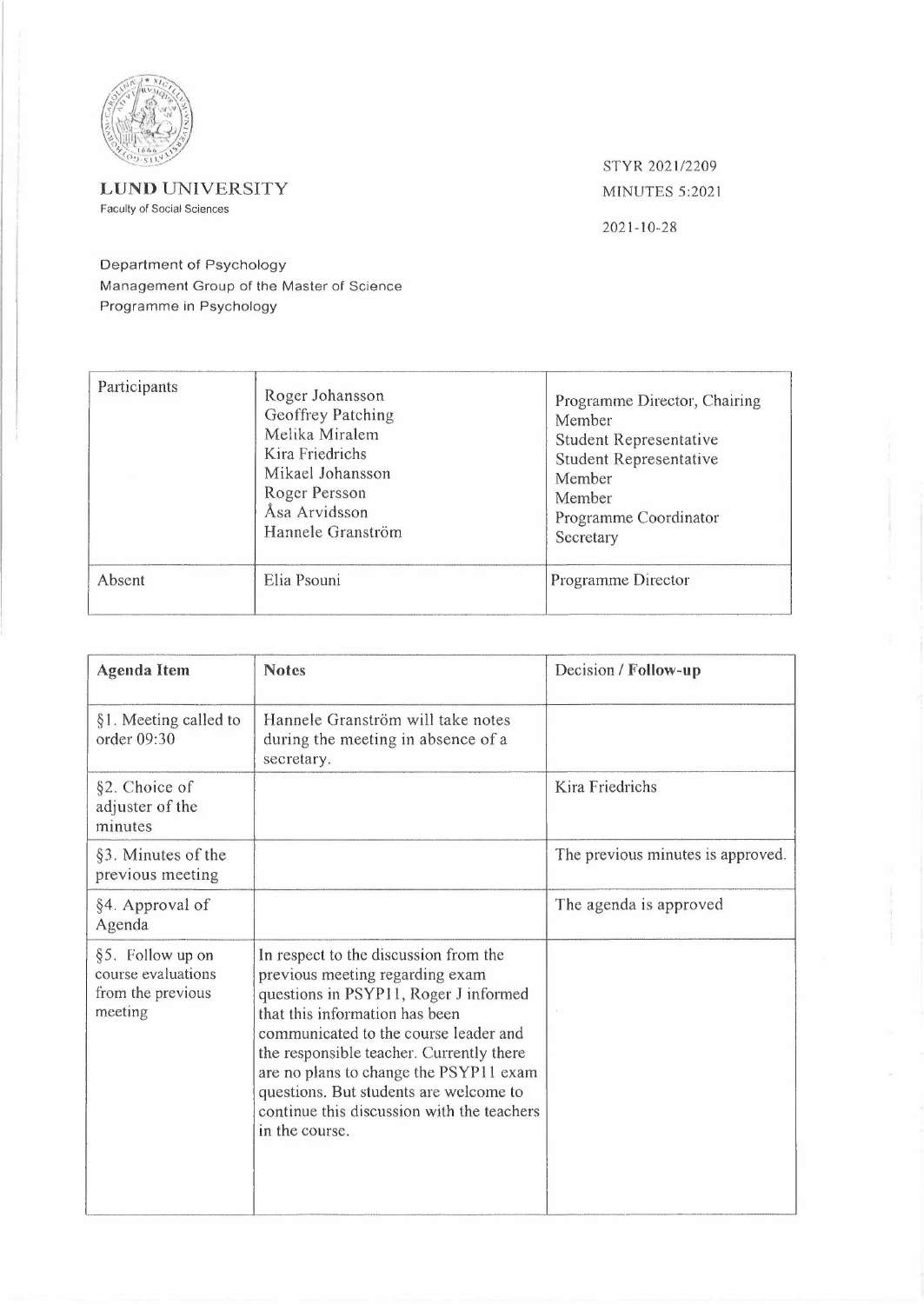**LUND UNIVERSITY**
Faculty of Social Sciences

STYR 2021/2209
MINUTES 5:2021

2021-10-28

Department of Psychology
Management Group of the Master of Science Programme in Psychology

| Participants | Roger Johansson<br>Geoffrey Patching<br>Melika Miralem<br>Kira Friedrichs<br>Mikael Johansson<br>Roger Persson<br>Åsa Arvidsson<br>Hannele Granström | Programme Director, Chairing<br>Member<br>Student Representative<br>Student Representative<br>Member<br>Member<br>Programme Coordinator<br>Secretary |
|---|---|---|
| Absent | Elia Psouni | Programme Director |

| Agenda Item | Notes | Decision / **Follow-up** |
|---|---|---|
| §1. Meeting called to order 09:30 | Hannele Granström will take notes during the meeting in absence of a secretary. | |
| §2. Choice of adjuster of the minutes | | Kira Friedrichs |
| §3. Minutes of the previous meeting | | The previous minutes is approved. |
| §4. Approval of Agenda | | The agenda is approved |
| §5. Follow up on course evaluations from the previous meeting | In respect to the discussion from the previous meeting regarding exam questions in PSYP11, Roger J informed that this information has been communicated to the course leader and the responsible teacher. Currently there are no plans to change the PSYP11 exam questions. But students are welcome to continue this discussion with the teachers in the course. | |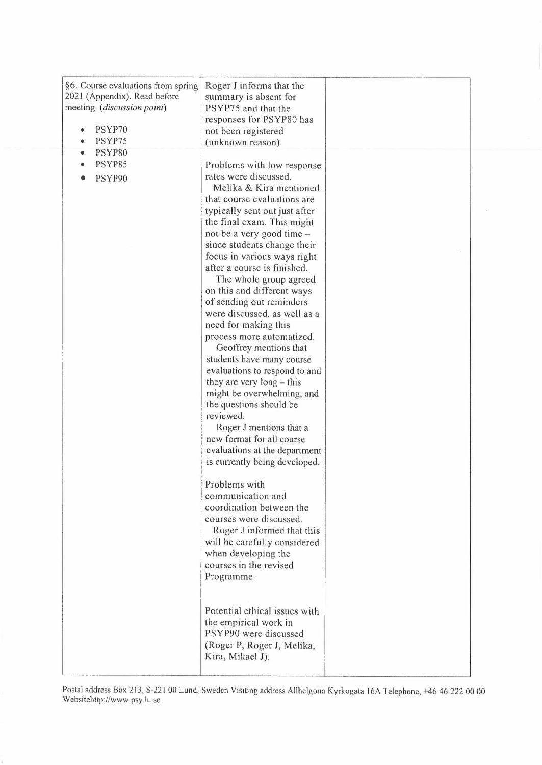| | | |
|---|---|---|
| §6. Course evaluations from spring 2021 (Appendix). Read before meeting. (*discussion point*)<br><br>• PSYP70<br>• PSYP75<br>• PSYP80<br>• PSYP85<br>• PSYP90 | Roger J informs that the summary is absent for PSYP75 and that the responses for PSYP80 has not been registered (unknown reason).<br><br>Problems with low response rates were discussed.<br>Melika & Kira mentioned that course evaluations are typically sent out just after the final exam. This might not be a very good time – since students change their focus in various ways right after a course is finished.<br>The whole group agreed on this and different ways of sending out reminders were discussed, as well as a need for making this process more automatized.<br>Geoffrey mentions that students have many course evaluations to respond to and they are very long – this might be overwhelming, and the questions should be reviewed.<br>Roger J mentions that a new format for all course evaluations at the department is currently being developed.<br><br>Problems with communication and coordination between the courses were discussed.<br>Roger J informed that this will be carefully considered when developing the courses in the revised Programme.<br><br>Potential ethical issues with the empirical work in PSYP90 were discussed (Roger P, Roger J, Melika, Kira, Mikael J). | |

Postal address Box 213, S-221 00 Lund, Sweden Visiting address Allhelgona Kyrkogata 16A Telephone, +46 46 222 00 00 Websitehttp://www.psy.lu.se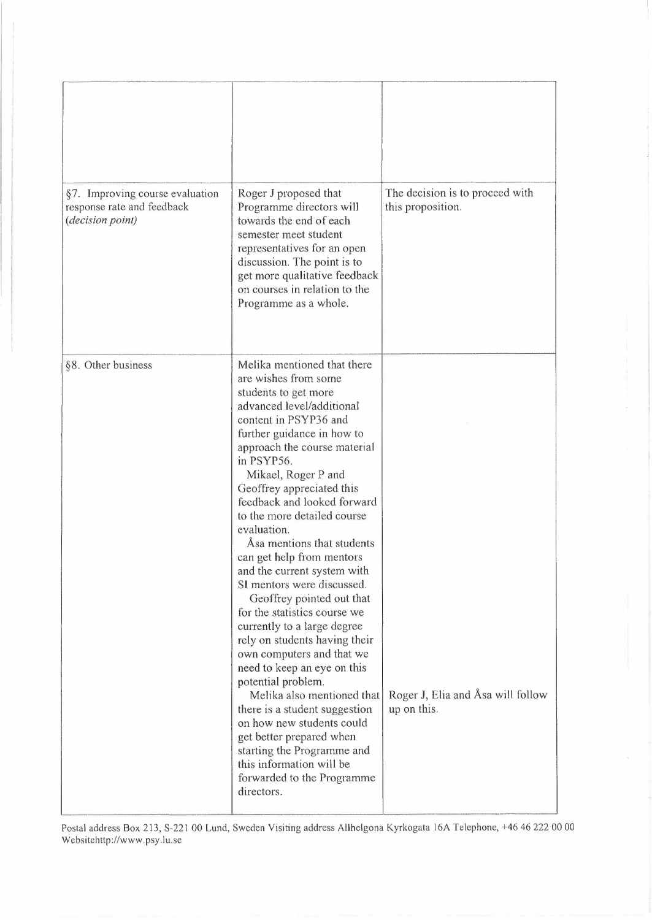| | | |
|---|---|---|
| | | |
| §7. Improving course evaluation response rate and feedback *(decision point)* | Roger J proposed that Programme directors will towards the end of each semester meet student representatives for an open discussion. The point is to get more qualitative feedback on courses in relation to the Programme as a whole. | The decision is to proceed with this proposition. |
| §8. Other business | Melika mentioned that there are wishes from some students to get more advanced level/additional content in PSYP36 and further guidance in how to approach the course material in PSYP56. Mikael, Roger P and Geoffrey appreciated this feedback and looked forward to the more detailed course evaluation. Åsa mentions that students can get help from mentors and the current system with SI mentors were discussed. Geoffrey pointed out that for the statistics course we currently to a large degree rely on students having their own computers and that we need to keep an eye on this potential problem. Melika also mentioned that there is a student suggestion on how new students could get better prepared when starting the Programme and this information will be forwarded to the Programme directors. | Roger J, Elia and Åsa will follow up on this. |

Postal address Box 213, S-221 00 Lund, Sweden Visiting address Allhelgona Kyrkogata 16A Telephone, +46 46 222 00 00 Websitehttp://www.psy.lu.se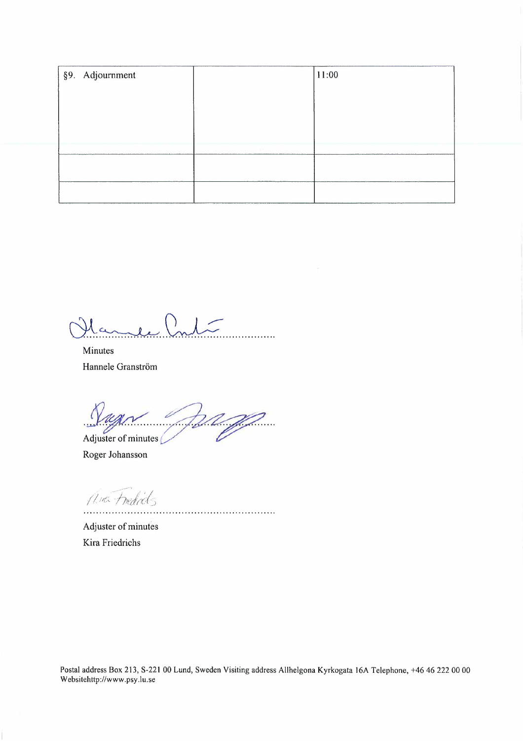| | | |
|---|---|---|
| §9. Adjournment | | 11:00 |
| | | |
| | | |

Minutes
Hannele Granström

Adjuster of minutes
Roger Johansson

Adjuster of minutes
Kira Friedrichs

Postal address Box 213, S-221 00 Lund, Sweden Visiting address Allhelgona Kyrkogata 16A Telephone, +46 46 222 00 00
Websitehttp://www.psy.lu.se